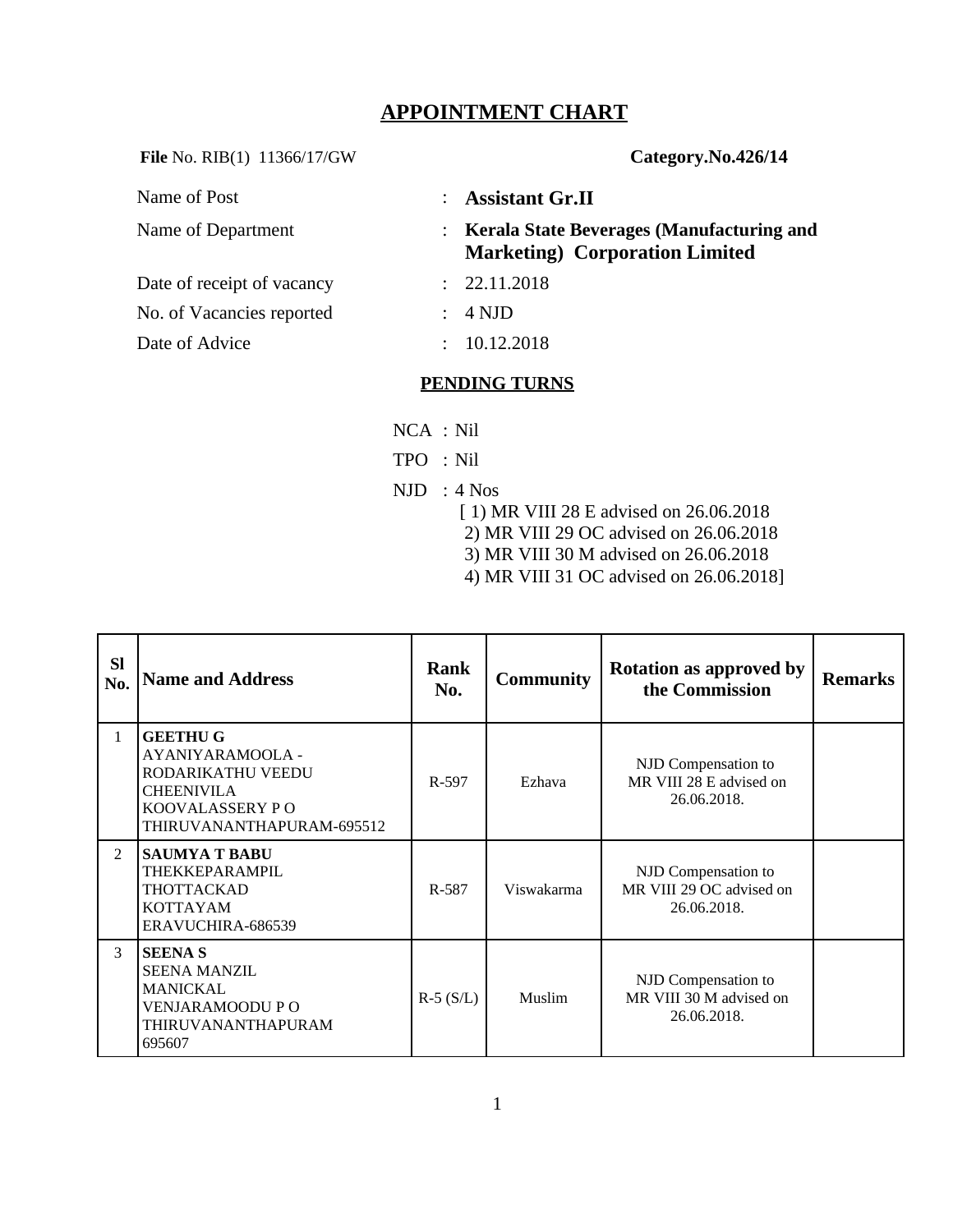# APPOINTMENT CHART

**File** No. RIB(1) 11366/17/GW **Category.No.426/14**

| | | |
|---|---|---|
| Name of Post | : | **Assistant Gr.II** |
| Name of Department | : | **Kerala State Beverages (Manufacturing and Marketing) Corporation Limited** |
| Date of receipt of vacancy | : | 22.11.2018 |
| No. of Vacancies reported | : | 4 NJD |
| Date of Advice | : | 10.12.2018 |

## PENDING TURNS

NCA : Nil

TPO : Nil

NJD : 4 Nos

[ 1) MR VIII 28 E advised on 26.06.2018
2) MR VIII 29 OC advised on 26.06.2018
3) MR VIII 30 M advised on 26.06.2018
4) MR VIII 31 OC advised on 26.06.2018]

| Sl No. | Name and Address | Rank No. | Community | Rotation as approved by the Commission | Remarks |
|---|---|---|---|---|---|
| 1 | **GEETHU G**<br>AYANIYARAMOOLA - RODARIKATHU VEEDU<br>CHEENIVILA<br>KOOVALASSERY P O<br>THIRUVANANTHAPURAM-695512 | R-597 | Ezhava | NJD Compensation to MR VIII 28 E advised on 26.06.2018. | |
| 2 | **SAUMYA T BABU**<br>THEKKEPARAMPIL<br>THOTTACKAD<br>KOTTAYAM<br>ERAVUCHIRA-686539 | R-587 | Viswakarma | NJD Compensation to MR VIII 29 OC advised on 26.06.2018. | |
| 3 | **SEENA S**<br>SEENA MANZIL<br>MANICKAL<br>VENJARAMOODU P O<br>THIRUVANANTHAPURAM<br>695607 | R-5 (S/L) | Muslim | NJD Compensation to MR VIII 30 M advised on 26.06.2018. | |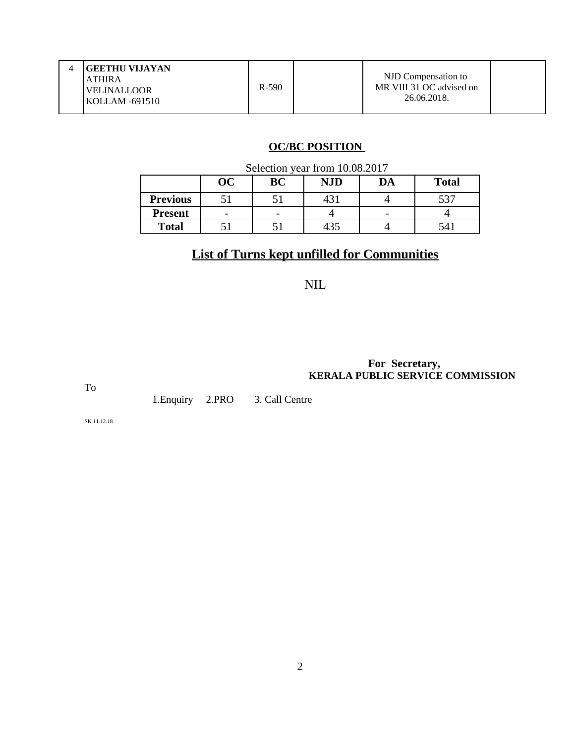| | | | | | |
|---|---|---|---|---|---|
| 4 | **GEETHU VIJAYAN**<br>ATHIRA<br>VELINALLOOR<br>KOLLAM -691510 | R-590 | | NJD Compensation to MR VIII 31 OC advised on 26.06.2018. | |

**OC/BC POSITION**

Selection year from 10.08.2017

| | OC | BC | NJD | DA | Total |
|---|---|---|---|---|---|
| **Previous** | 51 | 51 | 431 | 4 | 537 |
| **Present** | - | - | 4 | - | 4 |
| **Total** | 51 | 51 | 435 | 4 | 541 |

## List of Turns kept unfilled for Communities

NIL

**For Secretary,**
**KERALA PUBLIC SERVICE COMMISSION**

To

1.Enquiry 2.PRO 3. Call Centre

SK 11.12.18